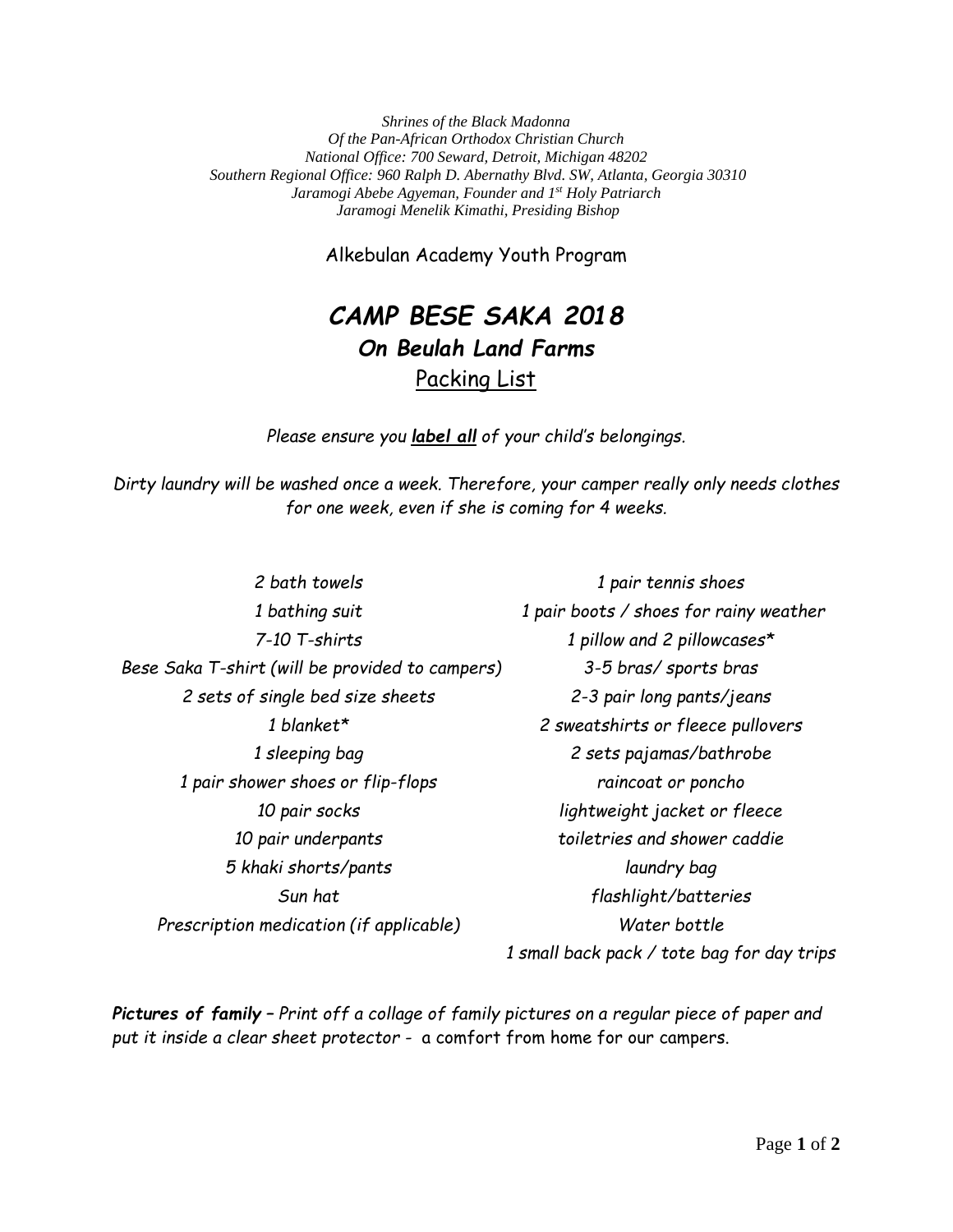*Shrines of the Black Madonna*
*Of the Pan-African Orthodox Christian Church*
*National Office: 700 Seward, Detroit, Michigan 48202*
*Southern Regional Office: 960 Ralph D. Abernathy Blvd. SW, Atlanta, Georgia 30310*
*Jaramogi Abebe Agyeman, Founder and 1st Holy Patriarch*
*Jaramogi Menelik Kimathi, Presiding Bishop*

Alkebulan Academy Youth Program

# *CAMP BESE SAKA 2018*

## *On Beulah Land Farms*

<u>Packing List</u>

*Please ensure you **label all** of your child's belongings.*

*Dirty laundry will be washed once a week. Therefore, your camper really only needs clothes for one week, even if she is coming for 4 weeks.*

- *2 bath towels*
- *1 bathing suit*
- *7-10 T-shirts*
- *Bese Saka T-shirt (will be provided to campers)*
- *2 sets of single bed size sheets*
- *1 blanket**
- *1 sleeping bag*
- *1 pair shower shoes or flip-flops*
- *10 pair socks*
- *10 pair underpants*
- *5 khaki shorts/pants*
- *Sun hat*
- *Prescription medication (if applicable)*
- *1 pair tennis shoes*
- *1 pair boots / shoes for rainy weather*
- *1 pillow and 2 pillowcases**
- *3-5 bras/ sports bras*
- *2-3 pair long pants/jeans*
- *2 sweatshirts or fleece pullovers*
- *2 sets pajamas/bathrobe*
- *raincoat or poncho*
- *lightweight jacket or fleece*
- *toiletries and shower caddie*
- *laundry bag*
- *flashlight/batteries*
- *Water bottle*
- *1 small back pack / tote bag for day trips*

***Pictures of family** – Print off a collage of family pictures on a regular piece of paper and put it inside a clear sheet protector -* a comfort from home for our campers.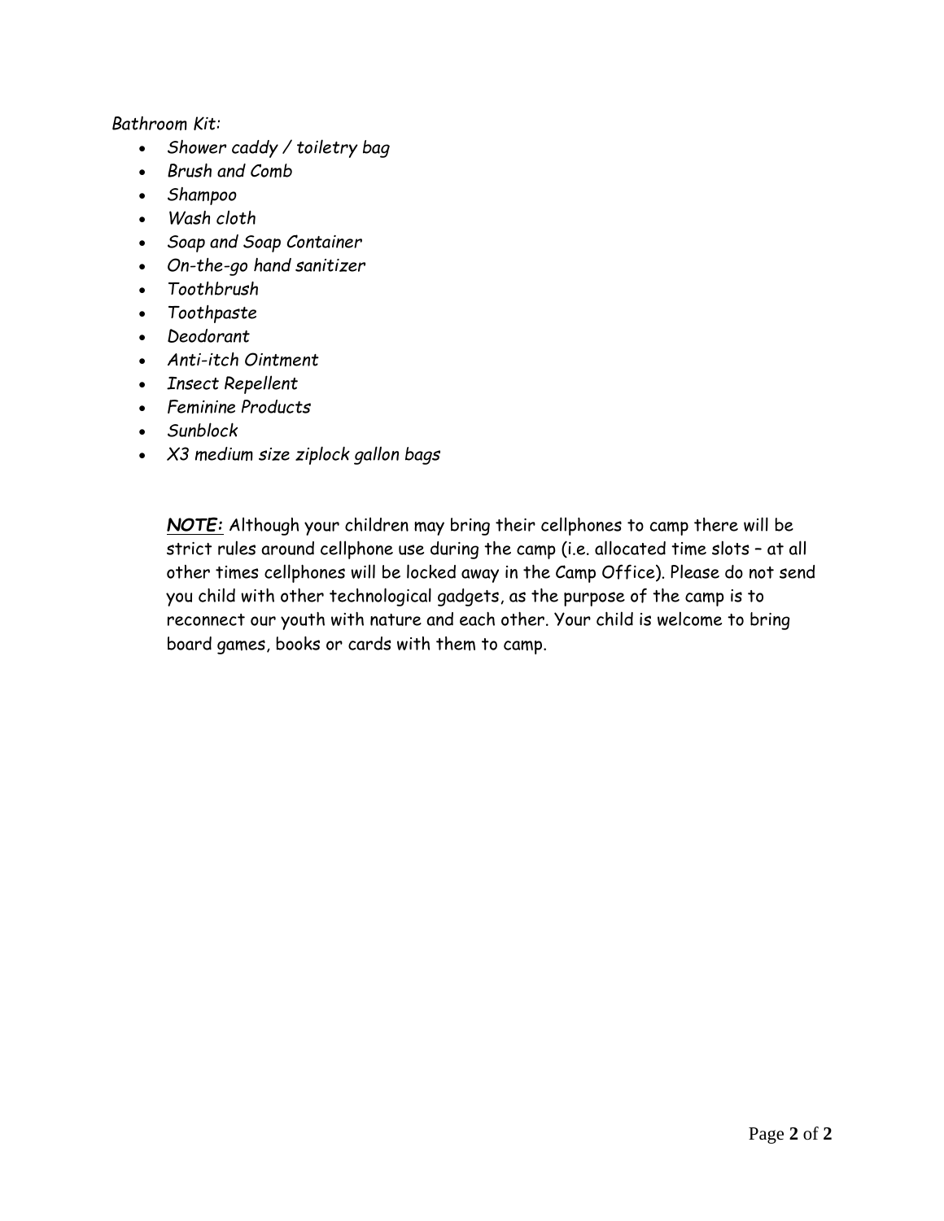*Bathroom Kit:*

- *Shower caddy / toiletry bag*
- *Brush and Comb*
- *Shampoo*
- *Wash cloth*
- *Soap and Soap Container*
- *On-the-go hand sanitizer*
- *Toothbrush*
- *Toothpaste*
- *Deodorant*
- *Anti-itch Ointment*
- *Insect Repellent*
- *Feminine Products*
- *Sunblock*
- *X3 medium size ziplock gallon bags*

***NOTE:*** Although your children may bring their cellphones to camp there will be strict rules around cellphone use during the camp (i.e. allocated time slots – at all other times cellphones will be locked away in the Camp Office). Please do not send you child with other technological gadgets, as the purpose of the camp is to reconnect our youth with nature and each other. Your child is welcome to bring board games, books or cards with them to camp.